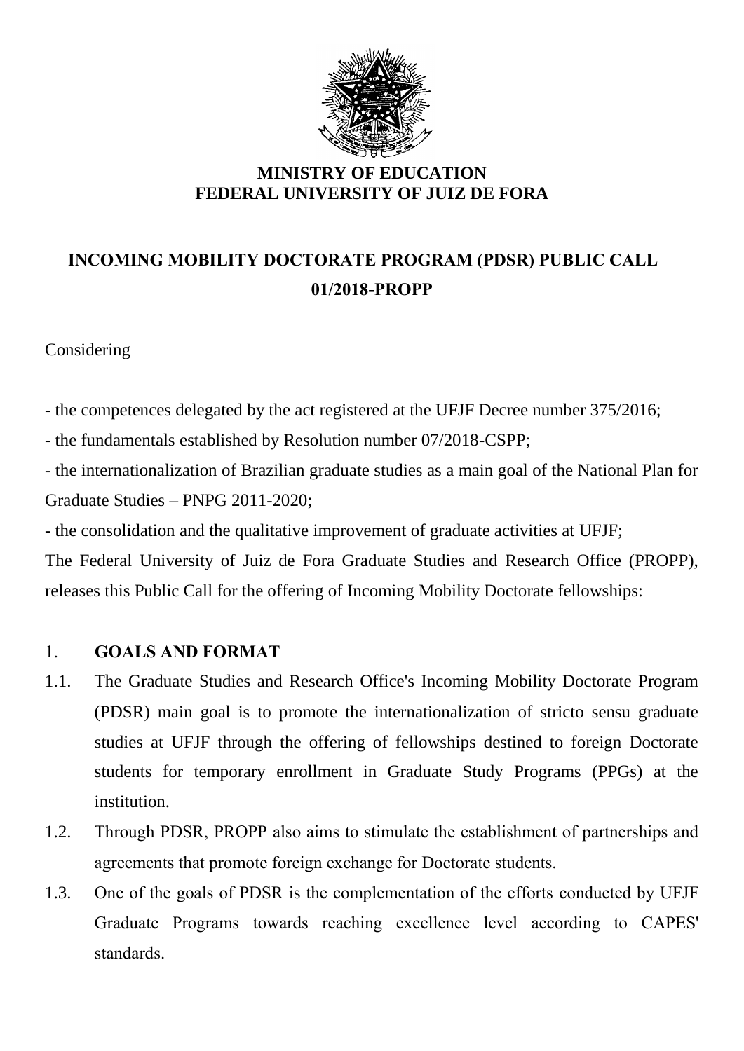**MINISTRY OF EDUCATION**
**FEDERAL UNIVERSITY OF JUIZ DE FORA**

# INCOMING MOBILITY DOCTORATE PROGRAM (PDSR) PUBLIC CALL 01/2018-PROPP

Considering

- the competences delegated by the act registered at the UFJF Decree number 375/2016;
- the fundamentals established by Resolution number 07/2018-CSPP;
- the internationalization of Brazilian graduate studies as a main goal of the National Plan for Graduate Studies – PNPG 2011-2020;
- the consolidation and the qualitative improvement of graduate activities at UFJF;

The Federal University of Juiz de Fora Graduate Studies and Research Office (PROPP), releases this Public Call for the offering of Incoming Mobility Doctorate fellowships:

## 1. GOALS AND FORMAT

1.1. The Graduate Studies and Research Office's Incoming Mobility Doctorate Program (PDSR) main goal is to promote the internationalization of stricto sensu graduate studies at UFJF through the offering of fellowships destined to foreign Doctorate students for temporary enrollment in Graduate Study Programs (PPGs) at the institution.

1.2. Through PDSR, PROPP also aims to stimulate the establishment of partnerships and agreements that promote foreign exchange for Doctorate students.

1.3. One of the goals of PDSR is the complementation of the efforts conducted by UFJF Graduate Programs towards reaching excellence level according to CAPES' standards.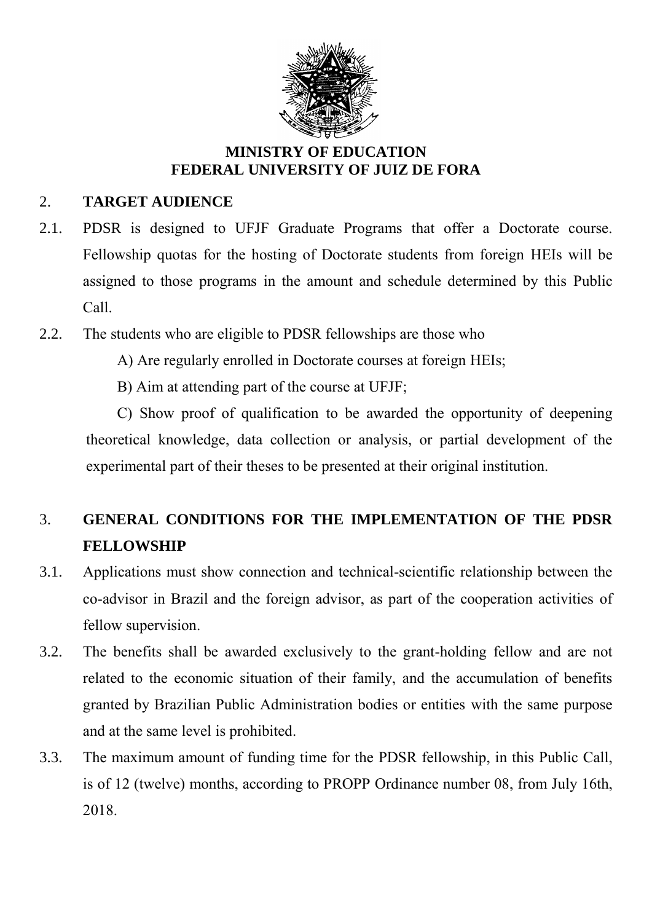**MINISTRY OF EDUCATION**
**FEDERAL UNIVERSITY OF JUIZ DE FORA**

## 2. TARGET AUDIENCE

2.1. PDSR is designed to UFJF Graduate Programs that offer a Doctorate course. Fellowship quotas for the hosting of Doctorate students from foreign HEIs will be assigned to those programs in the amount and schedule determined by this Public Call.

2.2. The students who are eligible to PDSR fellowships are those who

A) Are regularly enrolled in Doctorate courses at foreign HEIs;

B) Aim at attending part of the course at UFJF;

C) Show proof of qualification to be awarded the opportunity of deepening theoretical knowledge, data collection or analysis, or partial development of the experimental part of their theses to be presented at their original institution.

## 3. GENERAL CONDITIONS FOR THE IMPLEMENTATION OF THE PDSR FELLOWSHIP

3.1. Applications must show connection and technical-scientific relationship between the co-advisor in Brazil and the foreign advisor, as part of the cooperation activities of fellow supervision.

3.2. The benefits shall be awarded exclusively to the grant-holding fellow and are not related to the economic situation of their family, and the accumulation of benefits granted by Brazilian Public Administration bodies or entities with the same purpose and at the same level is prohibited.

3.3. The maximum amount of funding time for the PDSR fellowship, in this Public Call, is of 12 (twelve) months, according to PROPP Ordinance number 08, from July 16th, 2018.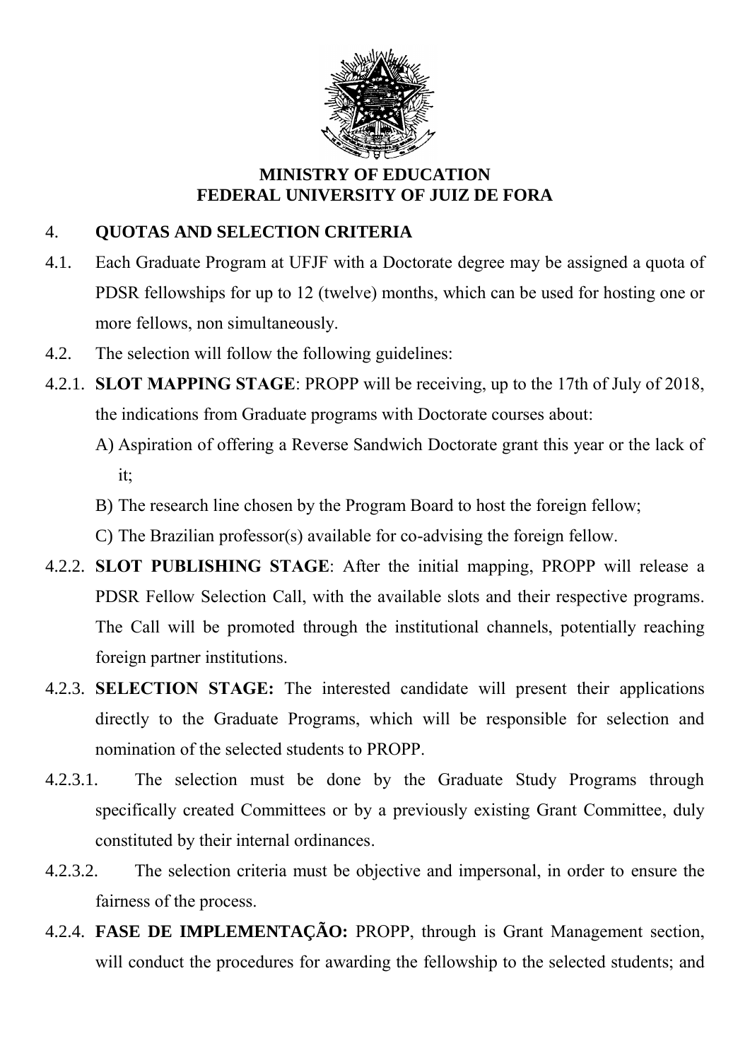**MINISTRY OF EDUCATION**
**FEDERAL UNIVERSITY OF JUIZ DE FORA**

## 4. QUOTAS AND SELECTION CRITERIA

4.1. Each Graduate Program at UFJF with a Doctorate degree may be assigned a quota of PDSR fellowships for up to 12 (twelve) months, which can be used for hosting one or more fellows, non simultaneously.

4.2. The selection will follow the following guidelines:

4.2.1. **SLOT MAPPING STAGE**: PROPP will be receiving, up to the 17th of July of 2018, the indications from Graduate programs with Doctorate courses about:

A) Aspiration of offering a Reverse Sandwich Doctorate grant this year or the lack of it;

B) The research line chosen by the Program Board to host the foreign fellow;

C) The Brazilian professor(s) available for co-advising the foreign fellow.

4.2.2. **SLOT PUBLISHING STAGE**: After the initial mapping, PROPP will release a PDSR Fellow Selection Call, with the available slots and their respective programs. The Call will be promoted through the institutional channels, potentially reaching foreign partner institutions.

4.2.3. **SELECTION STAGE:** The interested candidate will present their applications directly to the Graduate Programs, which will be responsible for selection and nomination of the selected students to PROPP.

4.2.3.1. The selection must be done by the Graduate Study Programs through specifically created Committees or by a previously existing Grant Committee, duly constituted by their internal ordinances.

4.2.3.2. The selection criteria must be objective and impersonal, in order to ensure the fairness of the process.

4.2.4. **FASE DE IMPLEMENTAÇÃO:** PROPP, through is Grant Management section, will conduct the procedures for awarding the fellowship to the selected students; and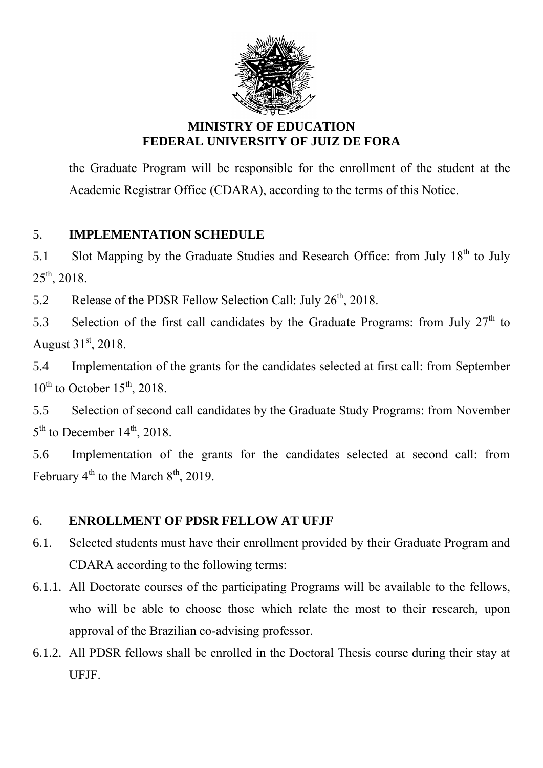the Graduate Program will be responsible for the enrollment of the student at the Academic Registrar Office (CDARA), according to the terms of this Notice.

## 5. IMPLEMENTATION SCHEDULE

5.1 Slot Mapping by the Graduate Studies and Research Office: from July 18th to July 25th, 2018.

5.2 Release of the PDSR Fellow Selection Call: July 26th, 2018.

5.3 Selection of the first call candidates by the Graduate Programs: from July 27th to August 31st, 2018.

5.4 Implementation of the grants for the candidates selected at first call: from September 10th to October 15th, 2018.

5.5 Selection of second call candidates by the Graduate Study Programs: from November 5th to December 14th, 2018.

5.6 Implementation of the grants for the candidates selected at second call: from February 4th to the March 8th, 2019.

## 6. ENROLLMENT OF PDSR FELLOW AT UFJF

6.1. Selected students must have their enrollment provided by their Graduate Program and CDARA according to the following terms:

6.1.1. All Doctorate courses of the participating Programs will be available to the fellows, who will be able to choose those which relate the most to their research, upon approval of the Brazilian co-advising professor.

6.1.2. All PDSR fellows shall be enrolled in the Doctoral Thesis course during their stay at UFJF.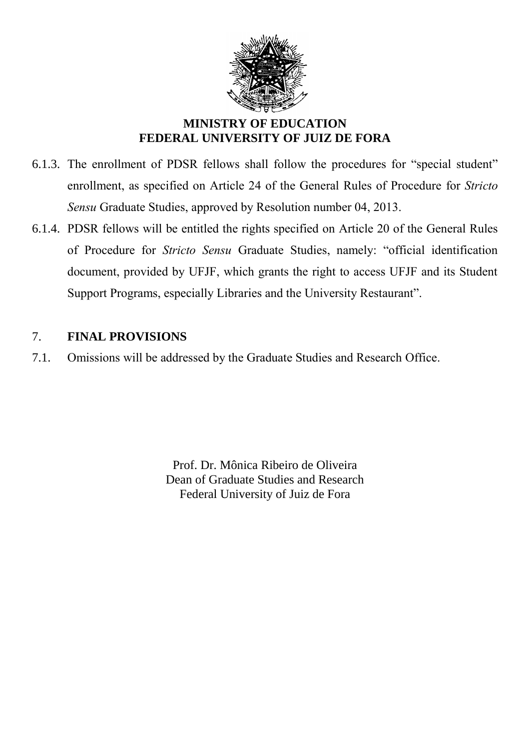**MINISTRY OF EDUCATION**
**FEDERAL UNIVERSITY OF JUIZ DE FORA**

6.1.3. The enrollment of PDSR fellows shall follow the procedures for "special student" enrollment, as specified on Article 24 of the General Rules of Procedure for *Stricto Sensu* Graduate Studies, approved by Resolution number 04, 2013.

6.1.4. PDSR fellows will be entitled the rights specified on Article 20 of the General Rules of Procedure for *Stricto Sensu* Graduate Studies, namely: "official identification document, provided by UFJF, which grants the right to access UFJF and its Student Support Programs, especially Libraries and the University Restaurant".

## 7. FINAL PROVISIONS

7.1. Omissions will be addressed by the Graduate Studies and Research Office.

Prof. Dr. Mônica Ribeiro de Oliveira
Dean of Graduate Studies and Research
Federal University of Juiz de Fora